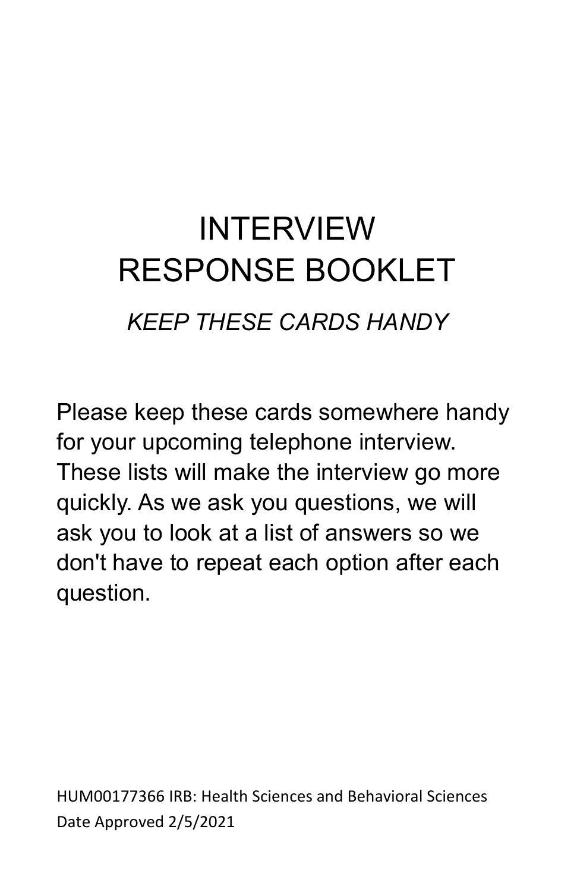# INTERVIEW RESPONSE BOOKLET

*KEEP THESE CARDS HANDY*

Please keep these cards somewhere handy for your upcoming telephone interview. These lists will make the interview go more quickly. As we ask you questions, we will ask you to look at a list of answers so we don't have to repeat each option after each question.

HUM00177366 IRB: Health Sciences and Behavioral Sciences
Date Approved 2/5/2021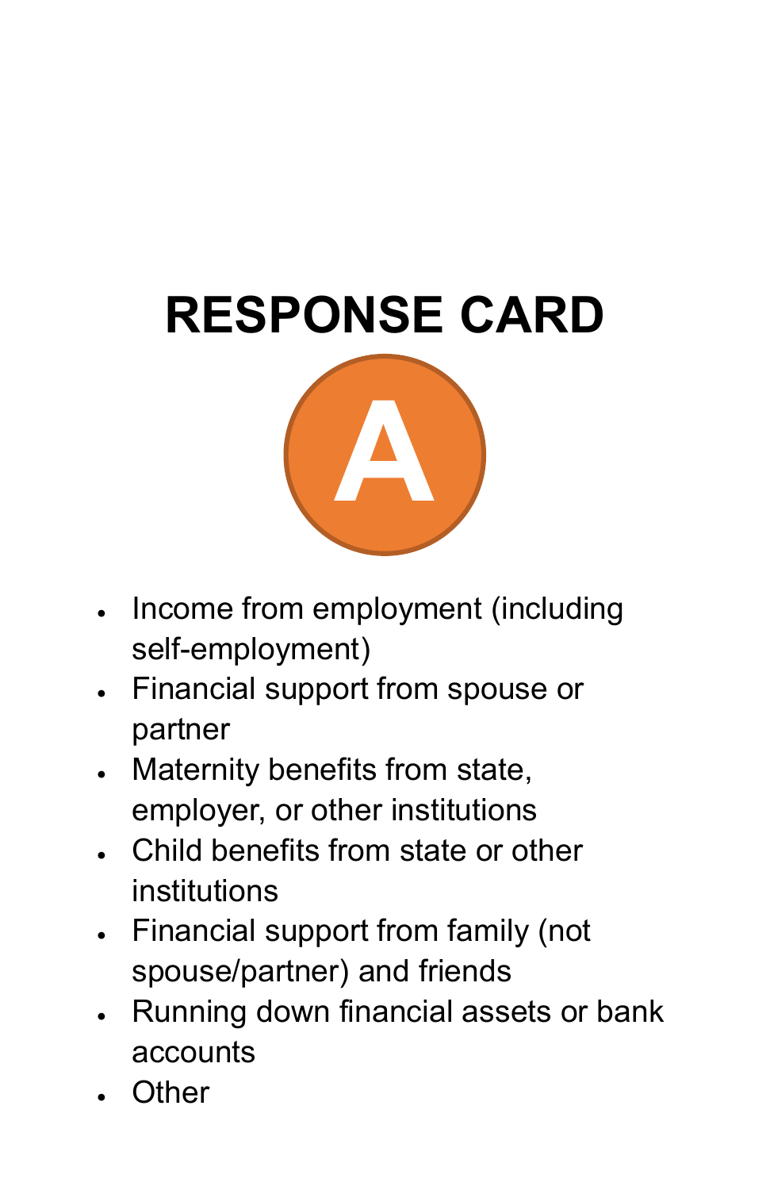# RESPONSE CARD

## A

- Income from employment (including self-employment)
- Financial support from spouse or partner
- Maternity benefits from state, employer, or other institutions
- Child benefits from state or other institutions
- Financial support from family (not spouse/partner) and friends
- Running down financial assets or bank accounts
- Other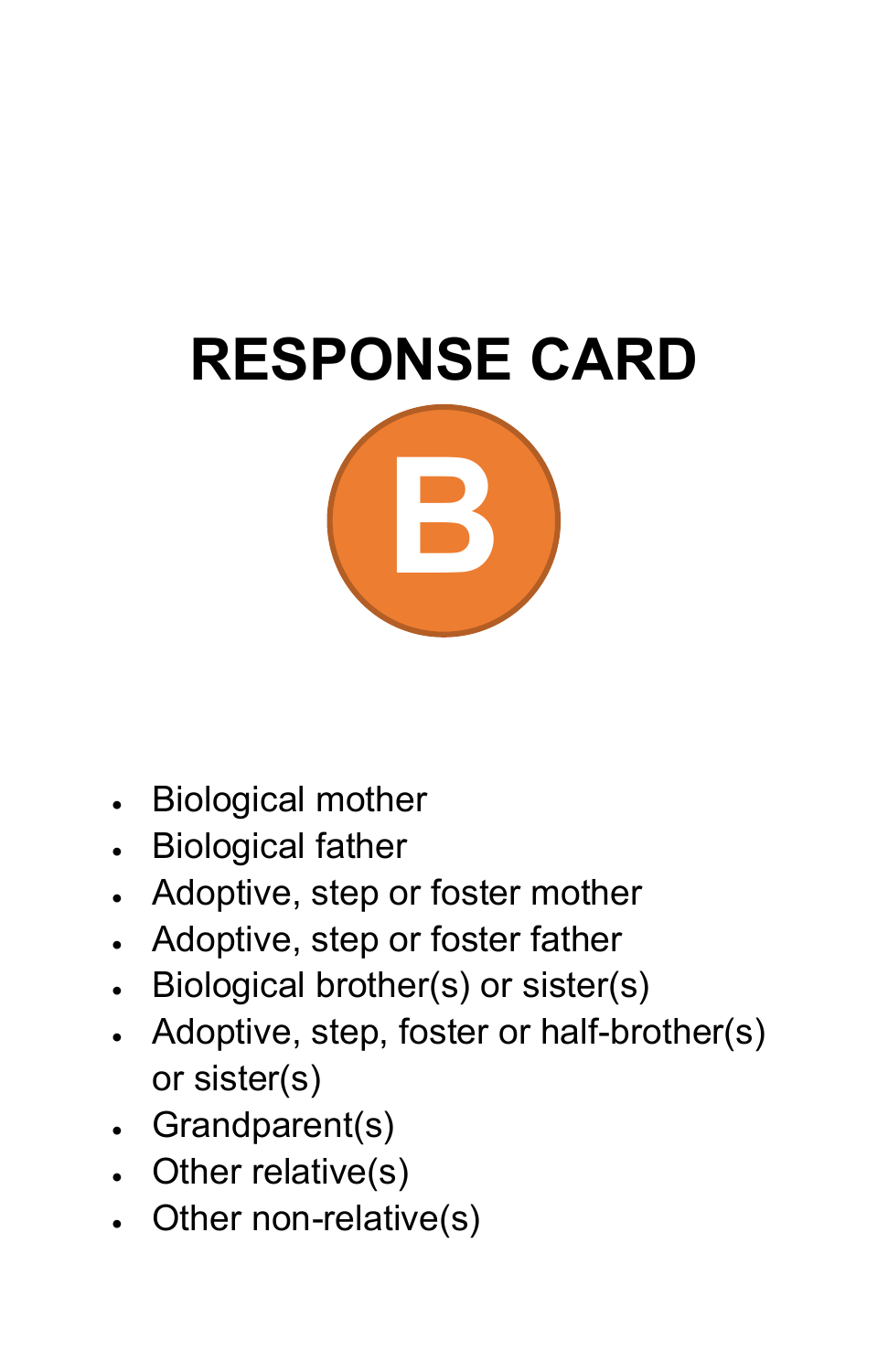# RESPONSE CARD

## B

- Biological mother
- Biological father
- Adoptive, step or foster mother
- Adoptive, step or foster father
- Biological brother(s) or sister(s)
- Adoptive, step, foster or half-brother(s) or sister(s)
- Grandparent(s)
- Other relative(s)
- Other non-relative(s)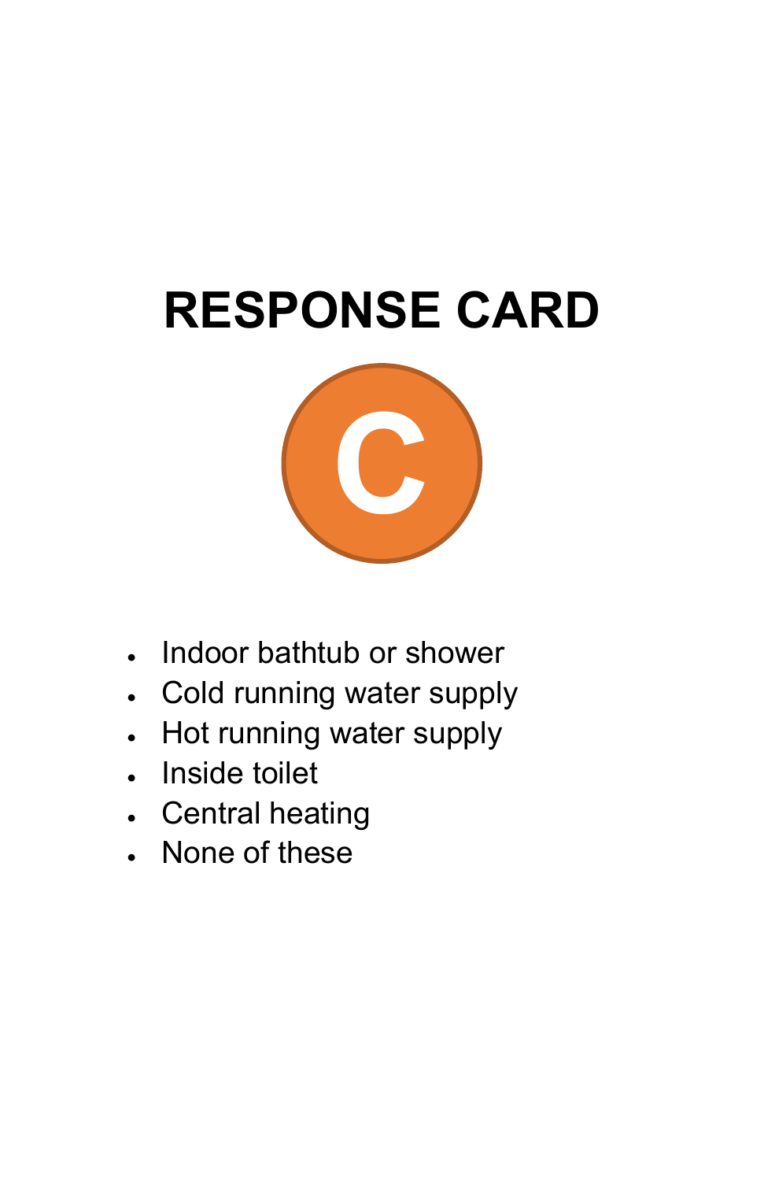# RESPONSE CARD

**C**

- Indoor bathtub or shower
- Cold running water supply
- Hot running water supply
- Inside toilet
- Central heating
- None of these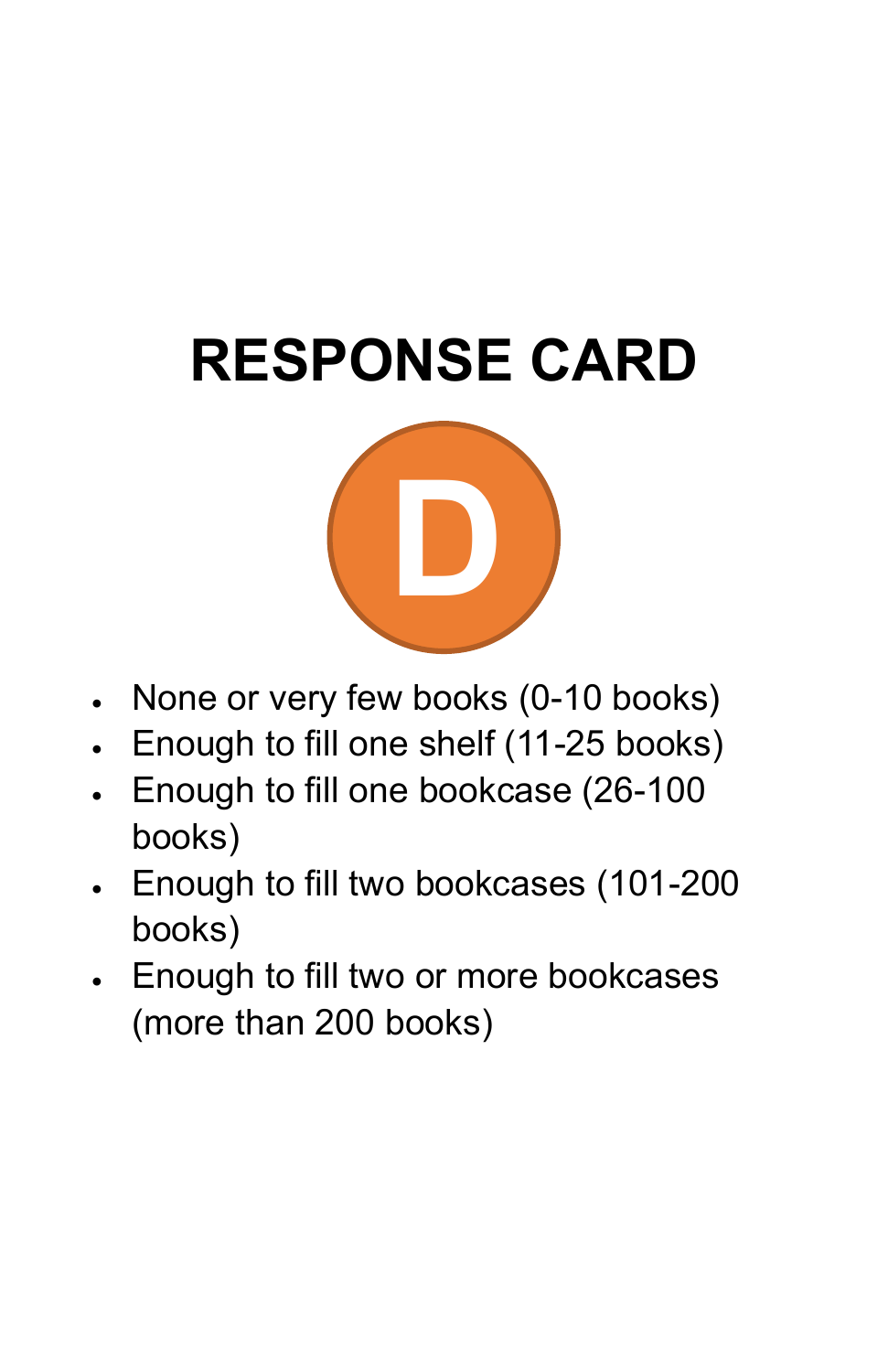# RESPONSE CARD

D

- None or very few books (0-10 books)
- Enough to fill one shelf (11-25 books)
- Enough to fill one bookcase (26-100 books)
- Enough to fill two bookcases (101-200 books)
- Enough to fill two or more bookcases (more than 200 books)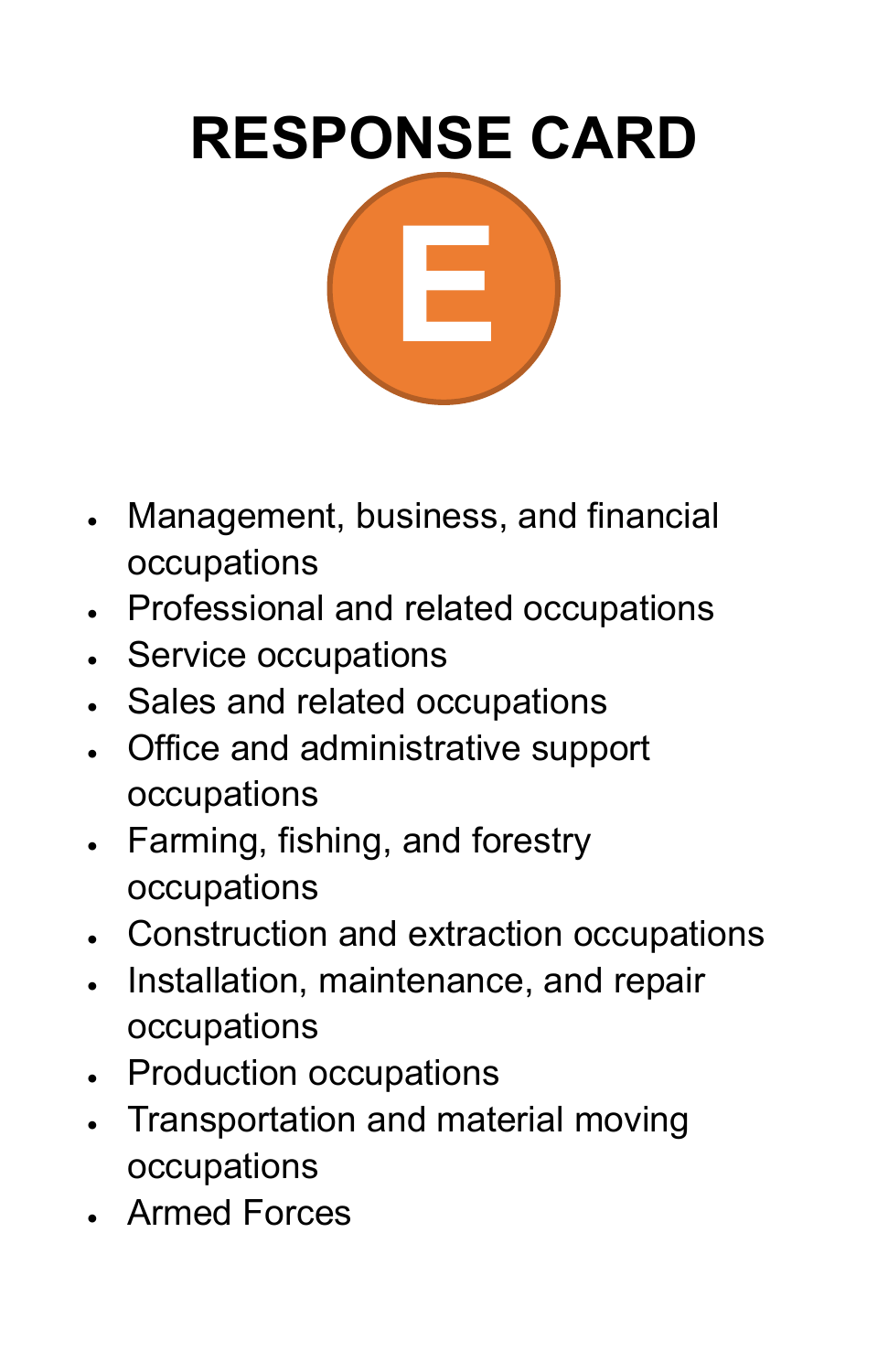# RESPONSE CARD

E

- Management, business, and financial occupations
- Professional and related occupations
- Service occupations
- Sales and related occupations
- Office and administrative support occupations
- Farming, fishing, and forestry occupations
- Construction and extraction occupations
- Installation, maintenance, and repair occupations
- Production occupations
- Transportation and material moving occupations
- Armed Forces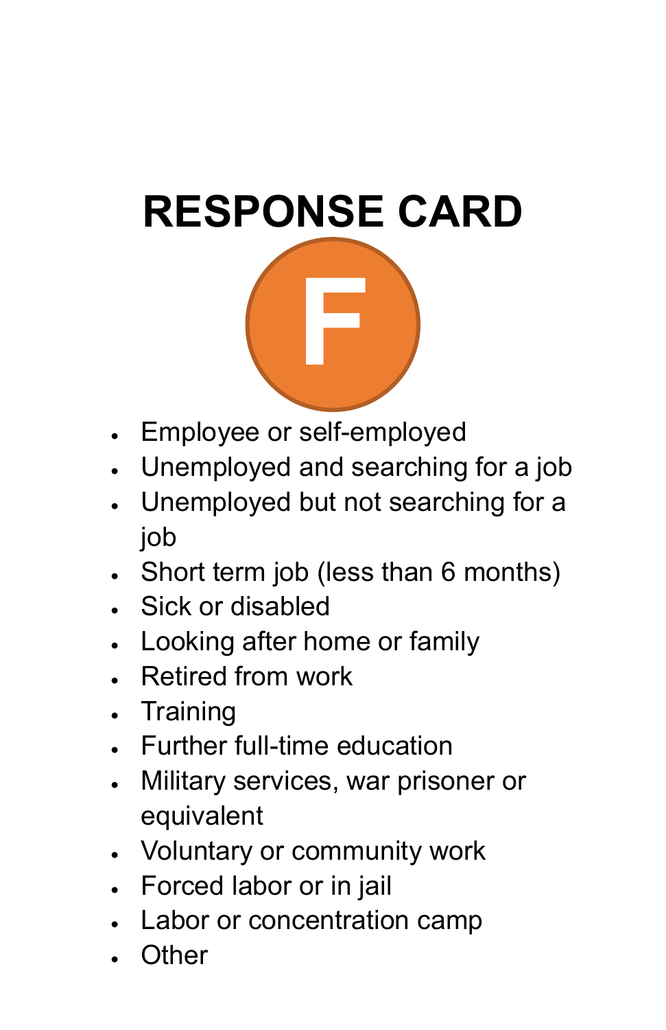# RESPONSE CARD

## F

- Employee or self-employed
- Unemployed and searching for a job
- Unemployed but not searching for a job
- Short term job (less than 6 months)
- Sick or disabled
- Looking after home or family
- Retired from work
- Training
- Further full-time education
- Military services, war prisoner or equivalent
- Voluntary or community work
- Forced labor or in jail
- Labor or concentration camp
- Other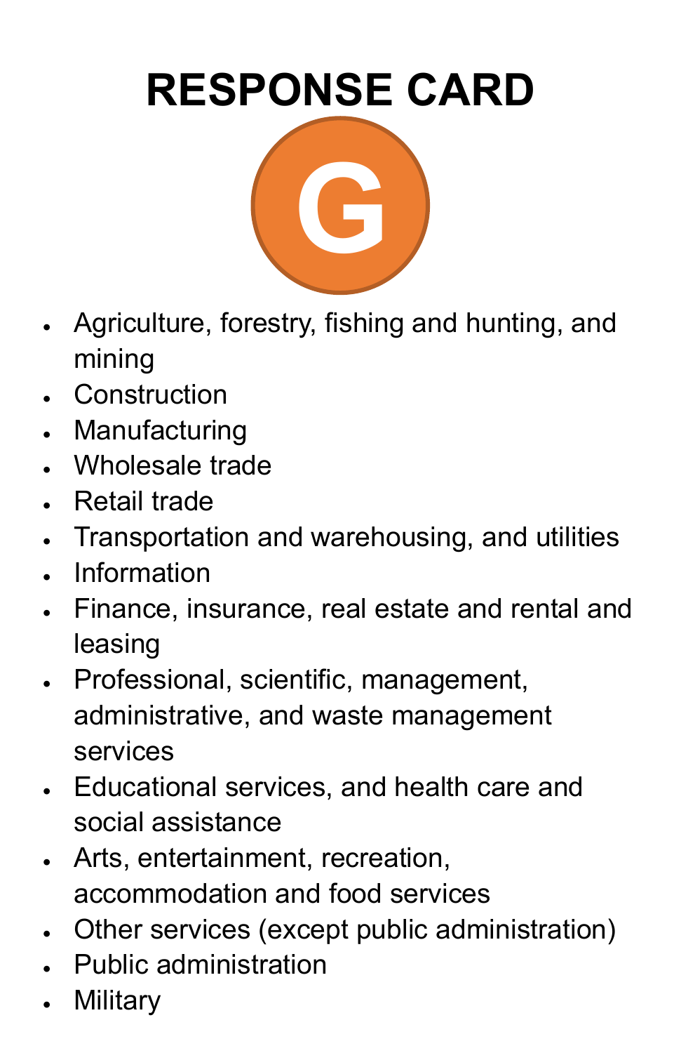# RESPONSE CARD

## G

- Agriculture, forestry, fishing and hunting, and mining
- Construction
- Manufacturing
- Wholesale trade
- Retail trade
- Transportation and warehousing, and utilities
- Information
- Finance, insurance, real estate and rental and leasing
- Professional, scientific, management, administrative, and waste management services
- Educational services, and health care and social assistance
- Arts, entertainment, recreation, accommodation and food services
- Other services (except public administration)
- Public administration
- Military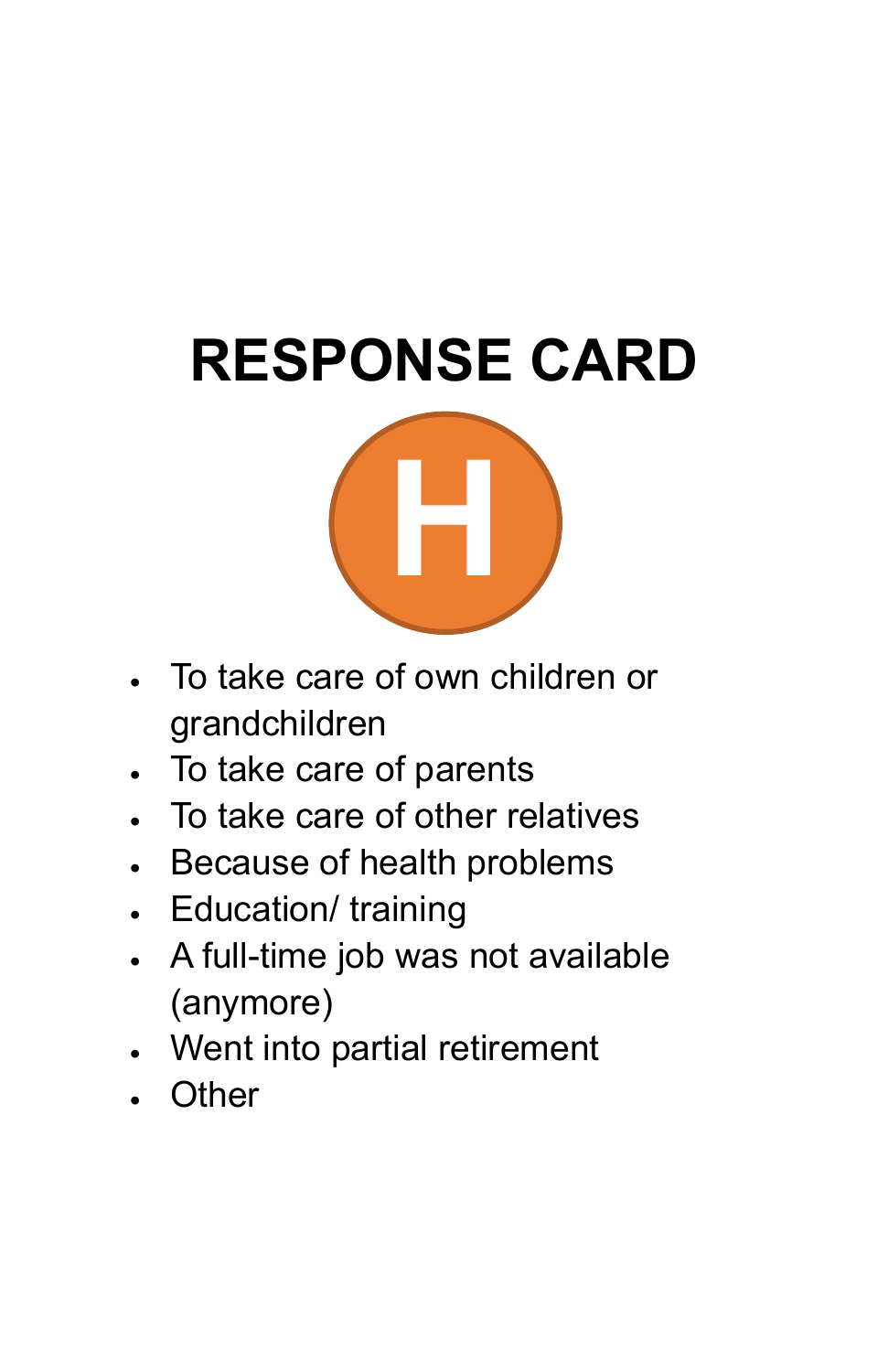# RESPONSE CARD

## H

- To take care of own children or grandchildren
- To take care of parents
- To take care of other relatives
- Because of health problems
- Education/ training
- A full-time job was not available (anymore)
- Went into partial retirement
- Other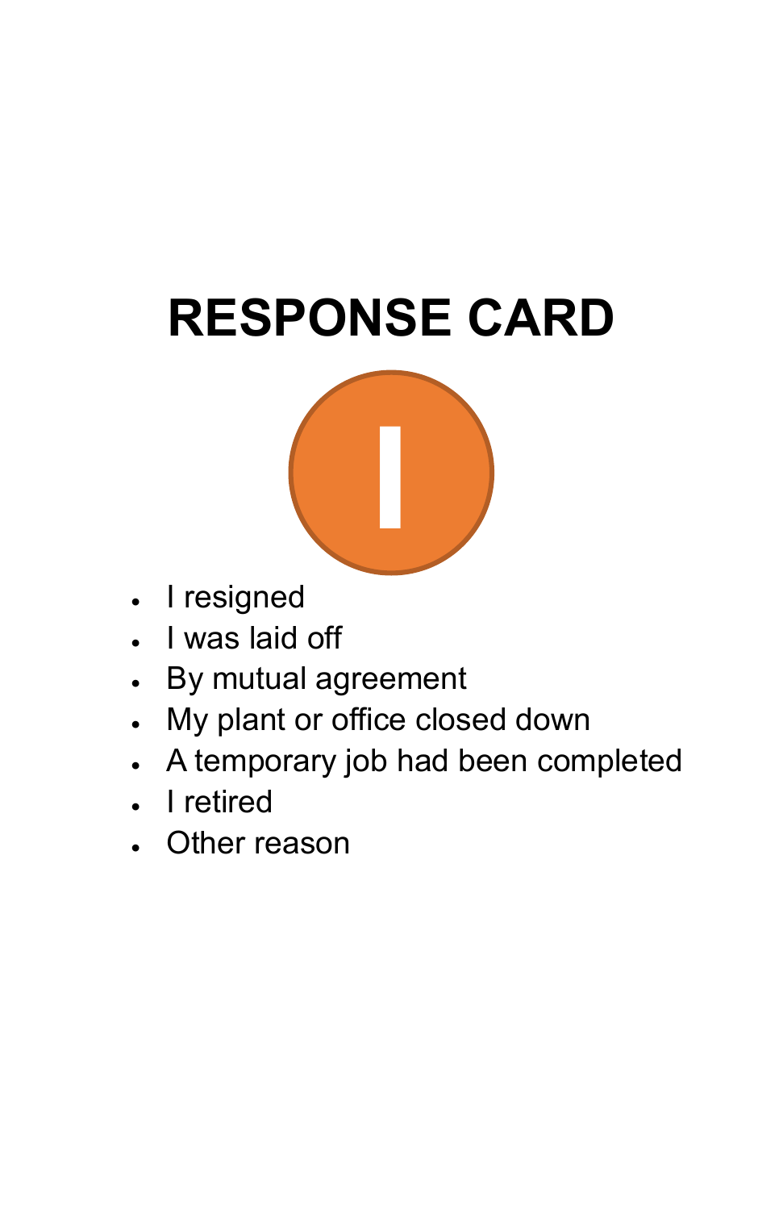# RESPONSE CARD

I

- I resigned
- I was laid off
- By mutual agreement
- My plant or office closed down
- A temporary job had been completed
- I retired
- Other reason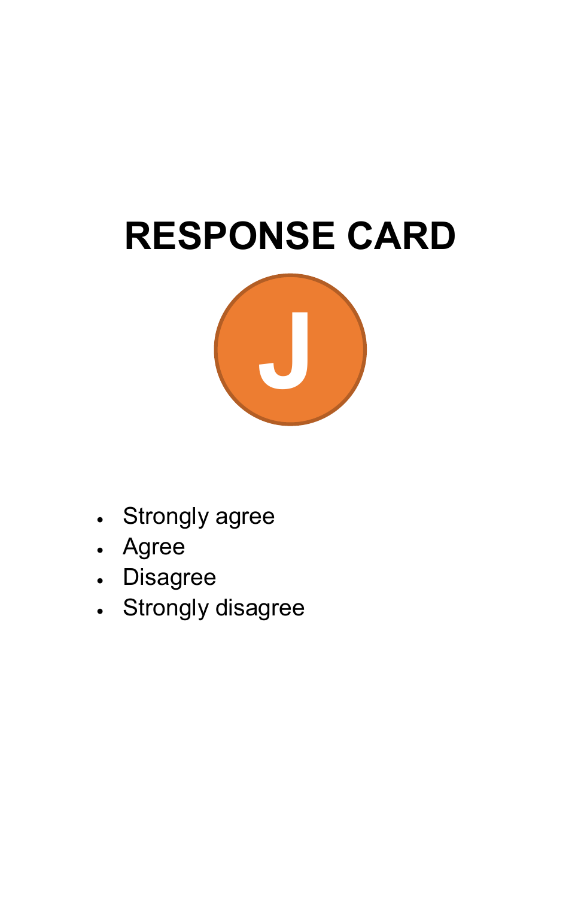# RESPONSE CARD

J

- Strongly agree
- Agree
- Disagree
- Strongly disagree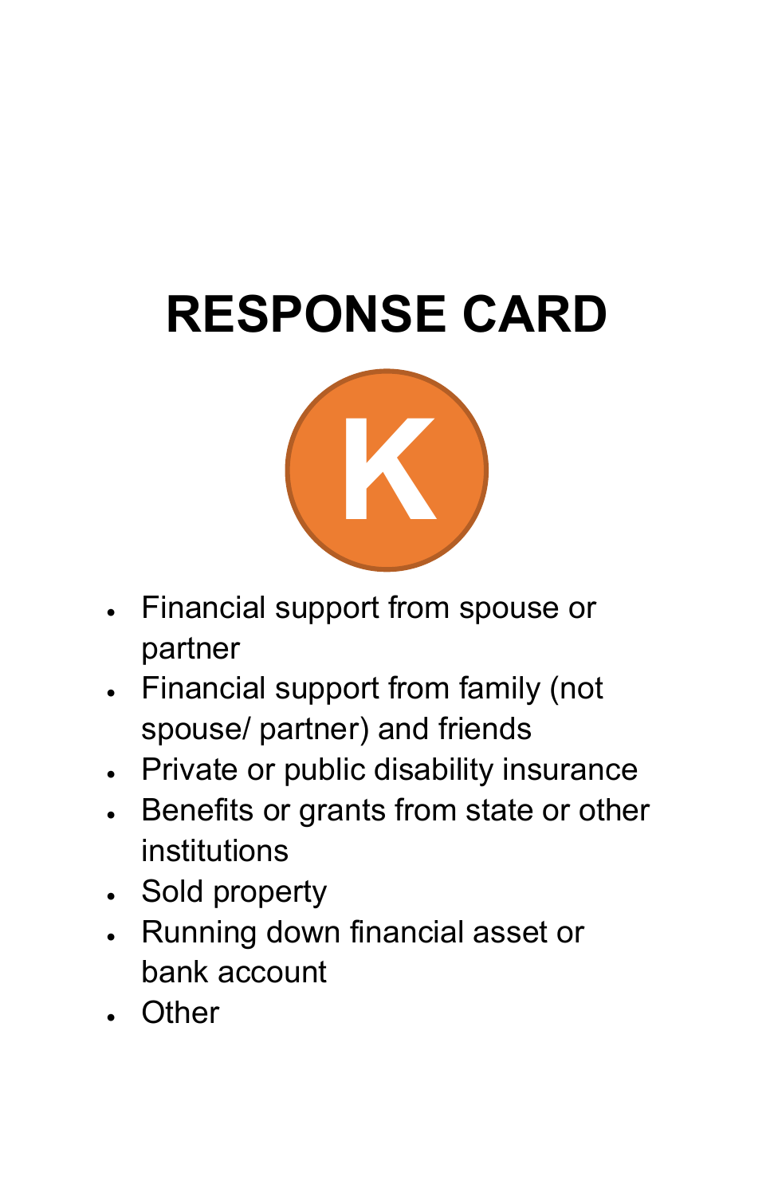# RESPONSE CARD

K

- Financial support from spouse or partner
- Financial support from family (not spouse/ partner) and friends
- Private or public disability insurance
- Benefits or grants from state or other institutions
- Sold property
- Running down financial asset or bank account
- Other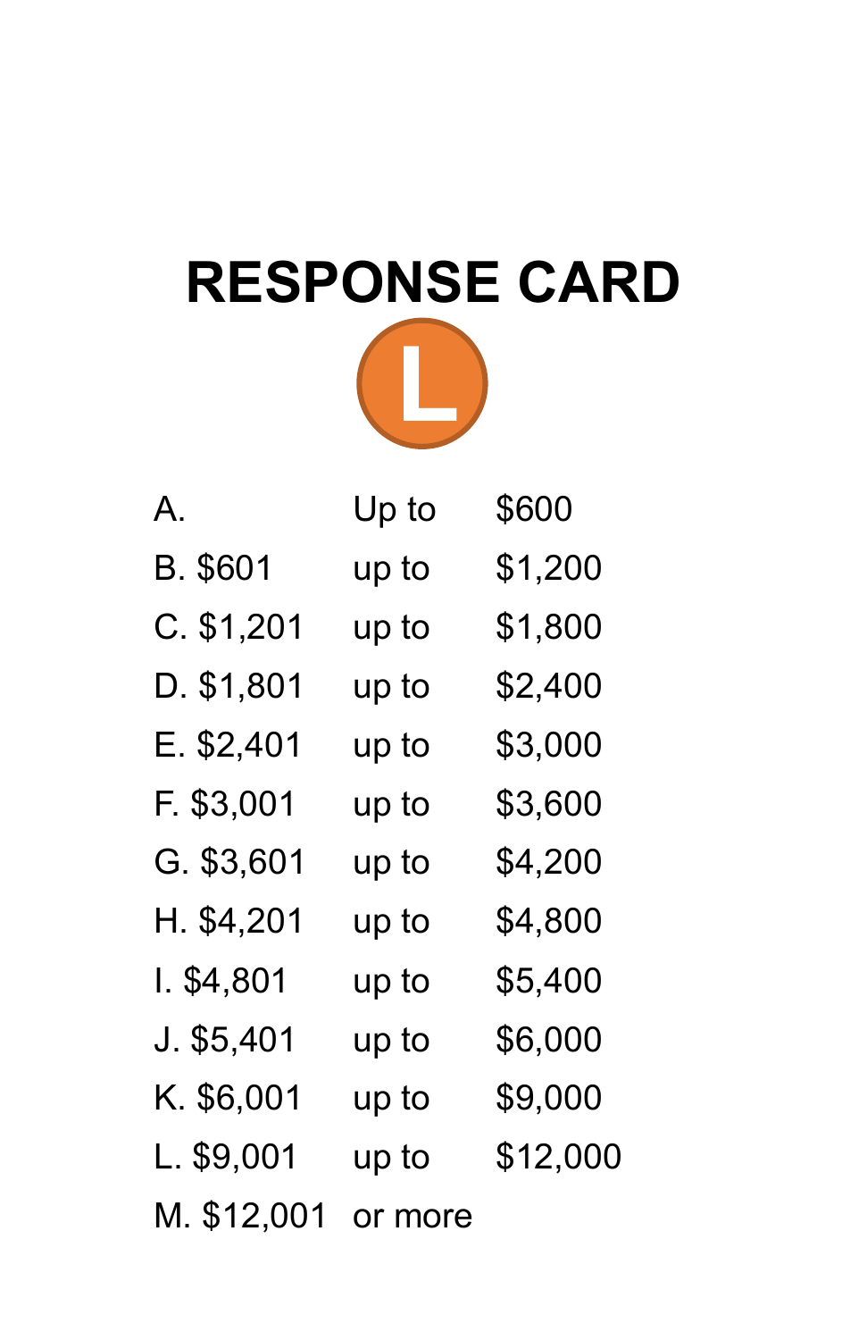# RESPONSE CARD

L

| | | |
|---|---|---|
| A. | Up to | $600 |
| B. $601 | up to | $1,200 |
| C. $1,201 | up to | $1,800 |
| D. $1,801 | up to | $2,400 |
| E. $2,401 | up to | $3,000 |
| F. $3,001 | up to | $3,600 |
| G. $3,601 | up to | $4,200 |
| H. $4,201 | up to | $4,800 |
| I. $4,801 | up to | $5,400 |
| J. $5,401 | up to | $6,000 |
| K. $6,001 | up to | $9,000 |
| L. $9,001 | up to | $12,000 |
| M. $12,001 | or more | |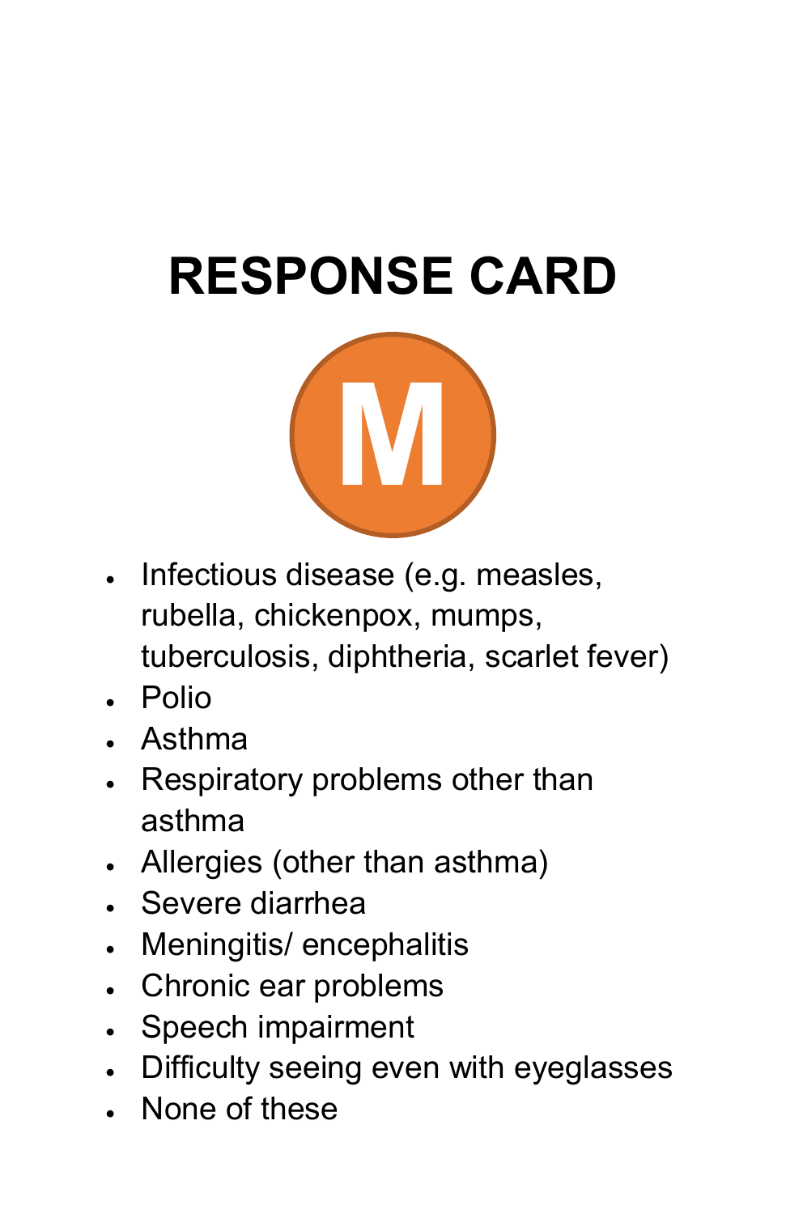# RESPONSE CARD

## M

- Infectious disease (e.g. measles, rubella, chickenpox, mumps, tuberculosis, diphtheria, scarlet fever)
- Polio
- Asthma
- Respiratory problems other than asthma
- Allergies (other than asthma)
- Severe diarrhea
- Meningitis/ encephalitis
- Chronic ear problems
- Speech impairment
- Difficulty seeing even with eyeglasses
- None of these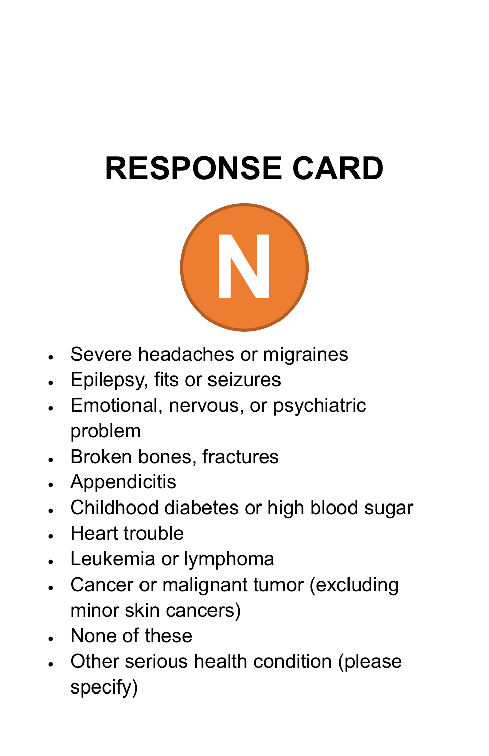# RESPONSE CARD

## N

- Severe headaches or migraines
- Epilepsy, fits or seizures
- Emotional, nervous, or psychiatric problem
- Broken bones, fractures
- Appendicitis
- Childhood diabetes or high blood sugar
- Heart trouble
- Leukemia or lymphoma
- Cancer or malignant tumor (excluding minor skin cancers)
- None of these
- Other serious health condition (please specify)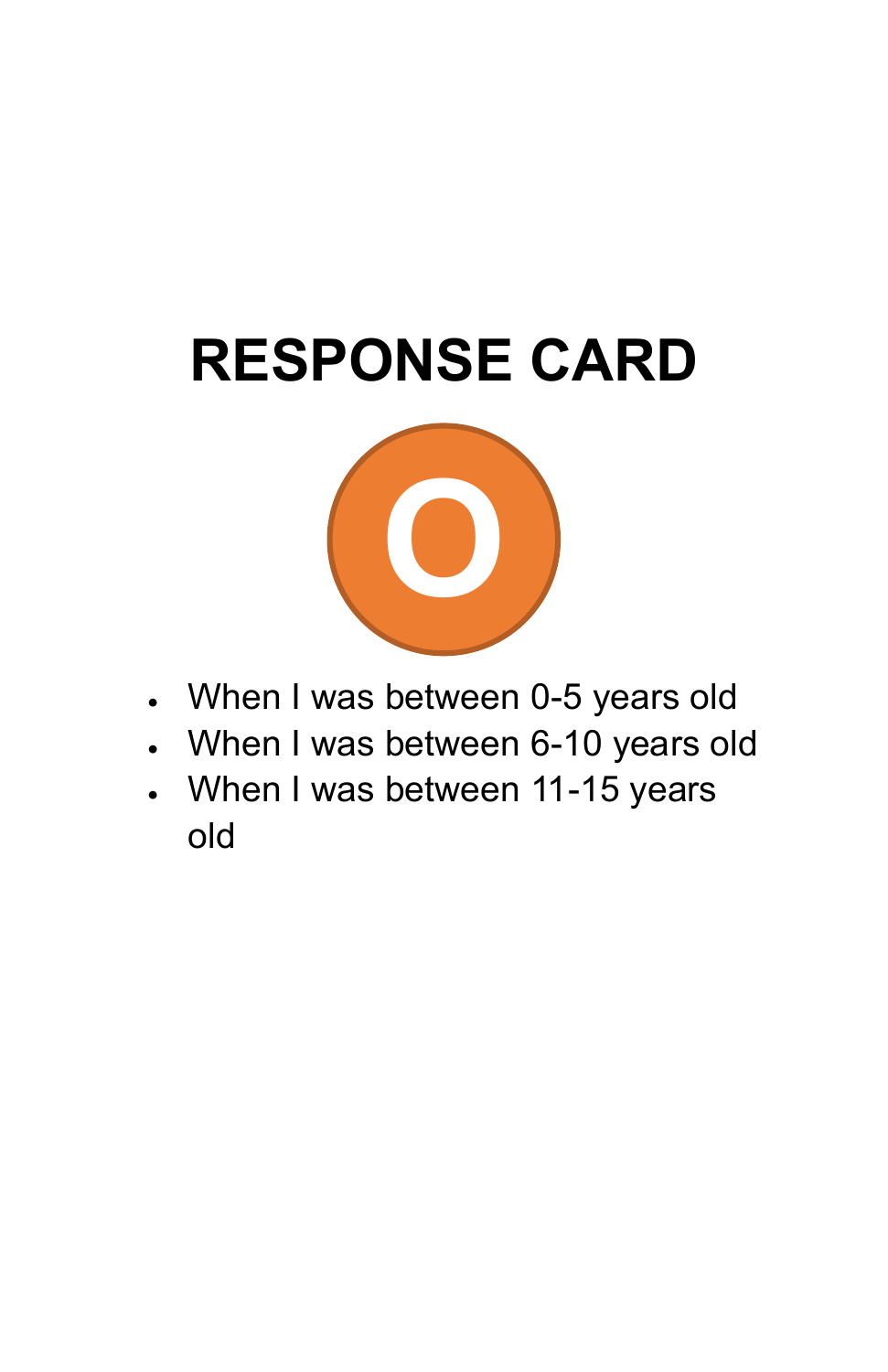# RESPONSE CARD

O

- When I was between 0-5 years old
- When I was between 6-10 years old
- When I was between 11-15 years old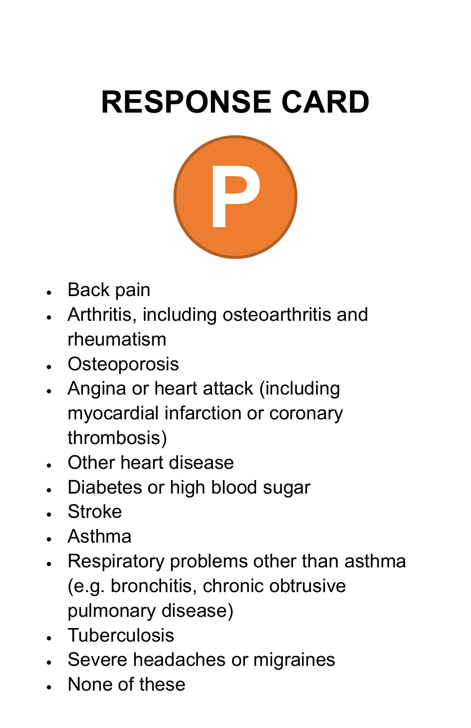# RESPONSE CARD

## P

- Back pain
- Arthritis, including osteoarthritis and rheumatism
- Osteoporosis
- Angina or heart attack (including myocardial infarction or coronary thrombosis)
- Other heart disease
- Diabetes or high blood sugar
- Stroke
- Asthma
- Respiratory problems other than asthma (e.g. bronchitis, chronic obtrusive pulmonary disease)
- Tuberculosis
- Severe headaches or migraines
- None of these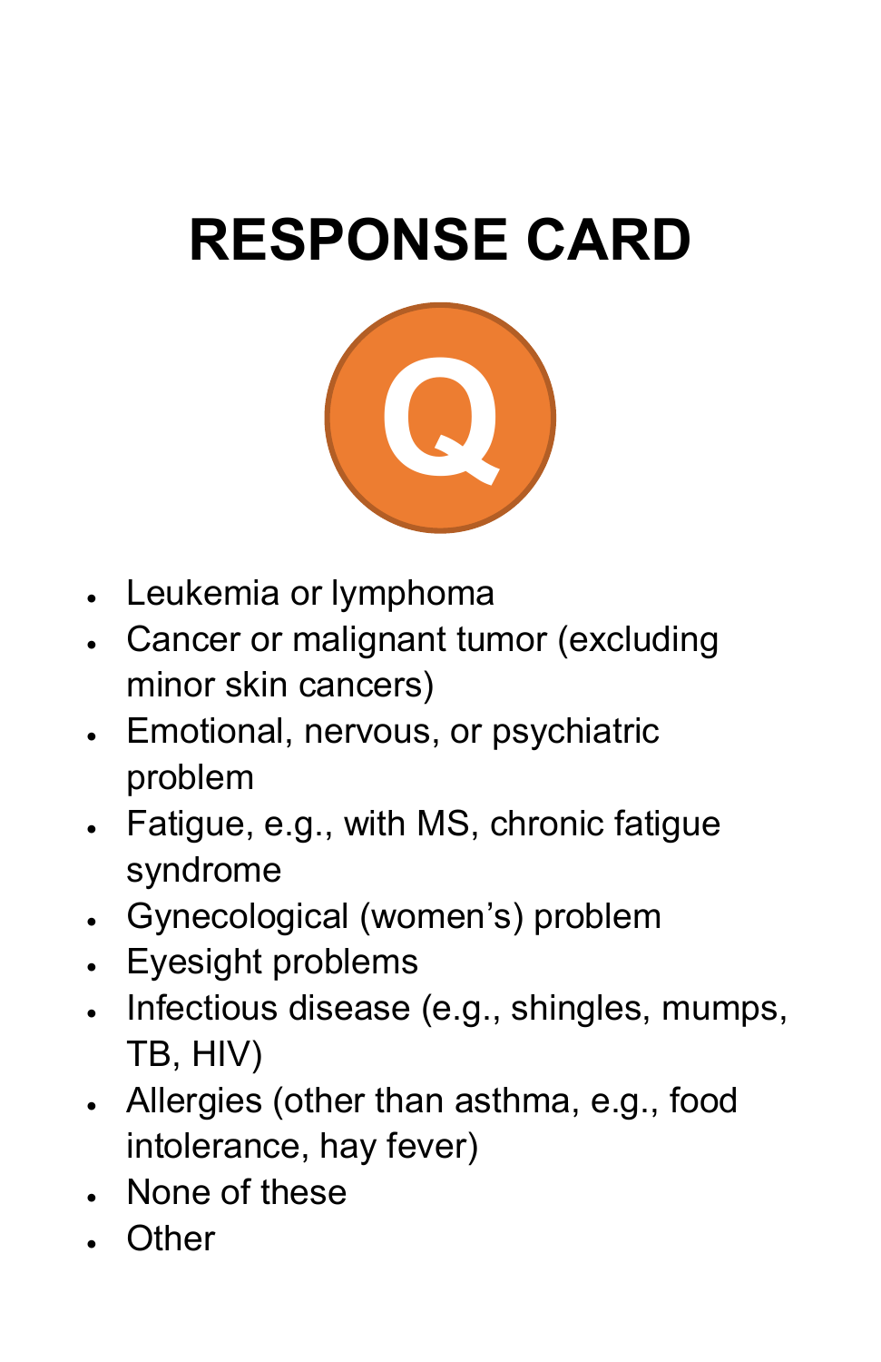# RESPONSE CARD

## Q

- Leukemia or lymphoma
- Cancer or malignant tumor (excluding minor skin cancers)
- Emotional, nervous, or psychiatric problem
- Fatigue, e.g., with MS, chronic fatigue syndrome
- Gynecological (women's) problem
- Eyesight problems
- Infectious disease (e.g., shingles, mumps, TB, HIV)
- Allergies (other than asthma, e.g., food intolerance, hay fever)
- None of these
- Other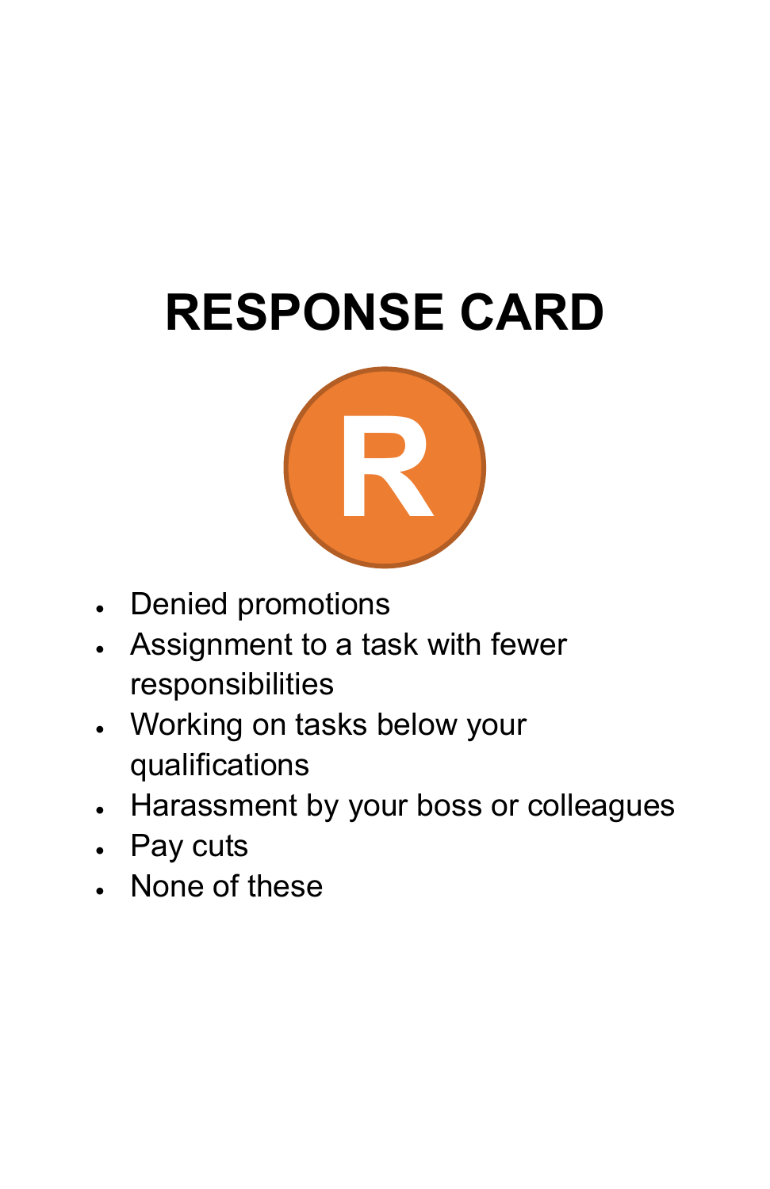# RESPONSE CARD

R

- Denied promotions
- Assignment to a task with fewer responsibilities
- Working on tasks below your qualifications
- Harassment by your boss or colleagues
- Pay cuts
- None of these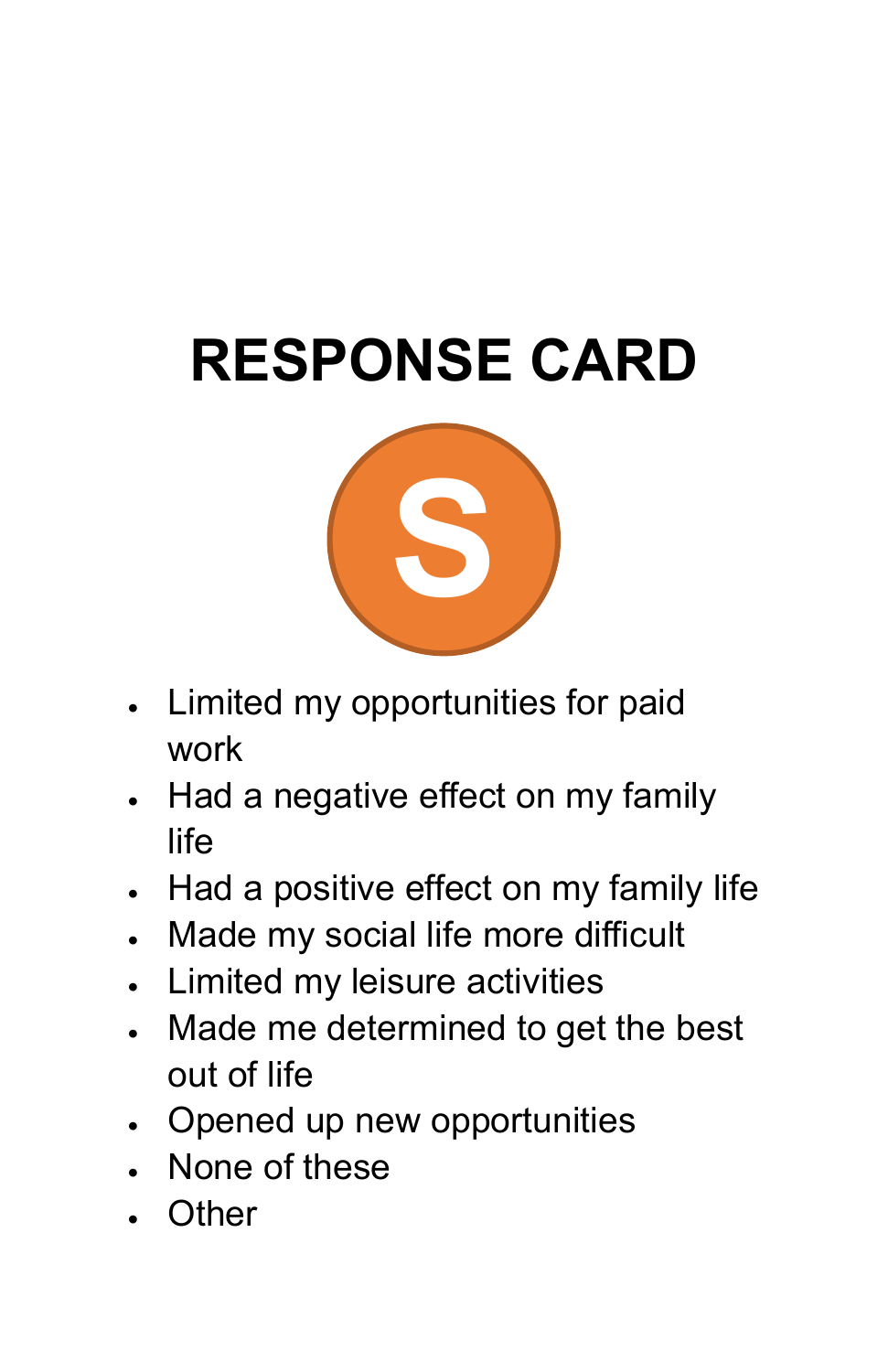# RESPONSE CARD

S

- Limited my opportunities for paid work
- Had a negative effect on my family life
- Had a positive effect on my family life
- Made my social life more difficult
- Limited my leisure activities
- Made me determined to get the best out of life
- Opened up new opportunities
- None of these
- Other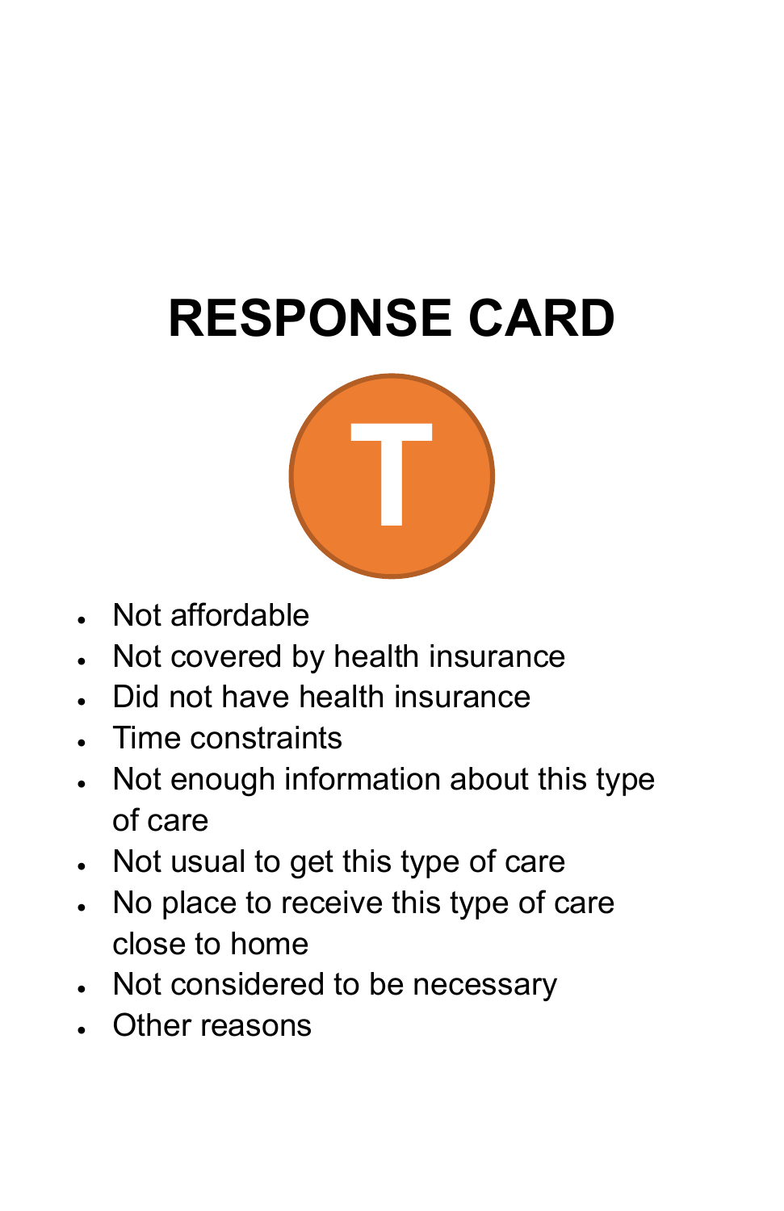# RESPONSE CARD

T

- Not affordable
- Not covered by health insurance
- Did not have health insurance
- Time constraints
- Not enough information about this type of care
- Not usual to get this type of care
- No place to receive this type of care close to home
- Not considered to be necessary
- Other reasons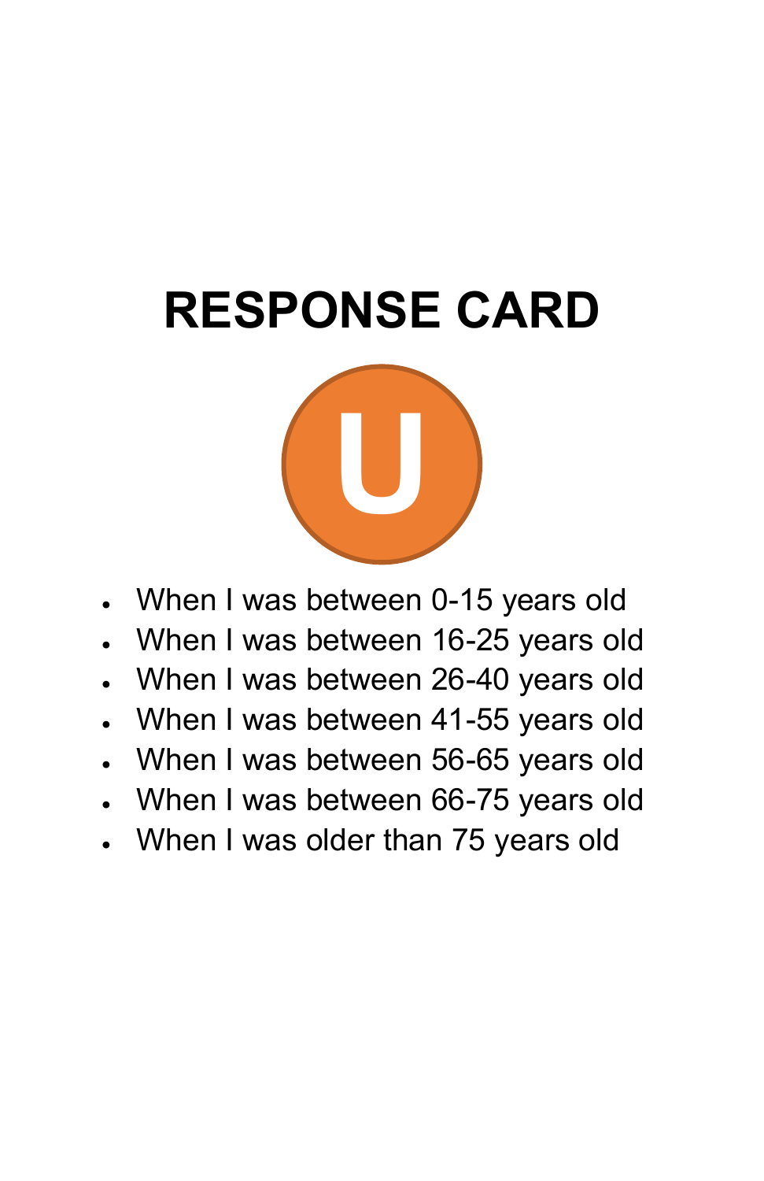# RESPONSE CARD

**U**

- When I was between 0-15 years old
- When I was between 16-25 years old
- When I was between 26-40 years old
- When I was between 41-55 years old
- When I was between 56-65 years old
- When I was between 66-75 years old
- When I was older than 75 years old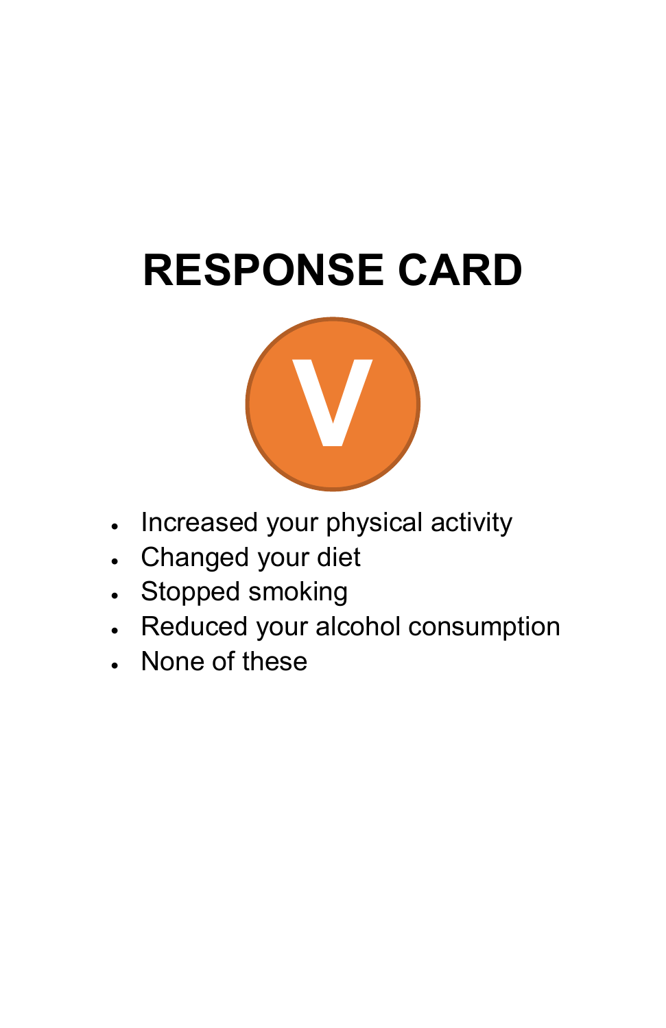# RESPONSE CARD

**V**

- Increased your physical activity
- Changed your diet
- Stopped smoking
- Reduced your alcohol consumption
- None of these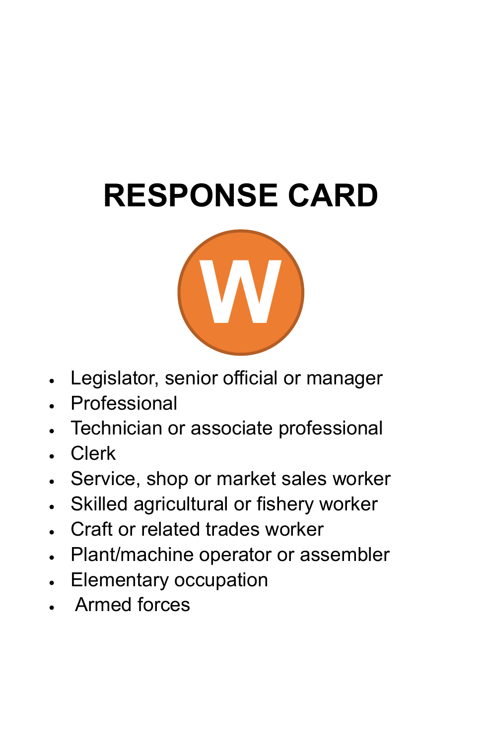# RESPONSE CARD

**W**

- Legislator, senior official or manager
- Professional
- Technician or associate professional
- Clerk
- Service, shop or market sales worker
- Skilled agricultural or fishery worker
- Craft or related trades worker
- Plant/machine operator or assembler
- Elementary occupation
- Armed forces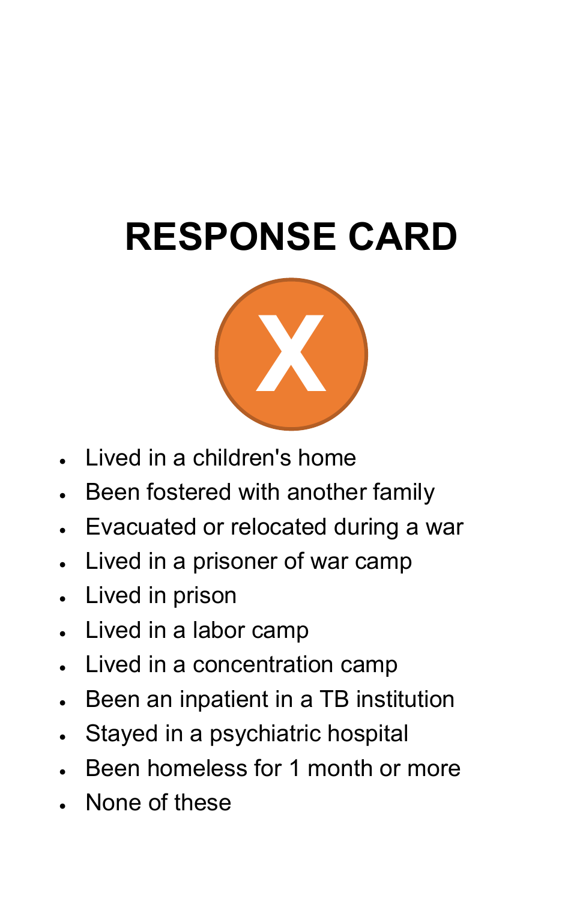# RESPONSE CARD

X

- Lived in a children's home
- Been fostered with another family
- Evacuated or relocated during a war
- Lived in a prisoner of war camp
- Lived in prison
- Lived in a labor camp
- Lived in a concentration camp
- Been an inpatient in a TB institution
- Stayed in a psychiatric hospital
- Been homeless for 1 month or more
- None of these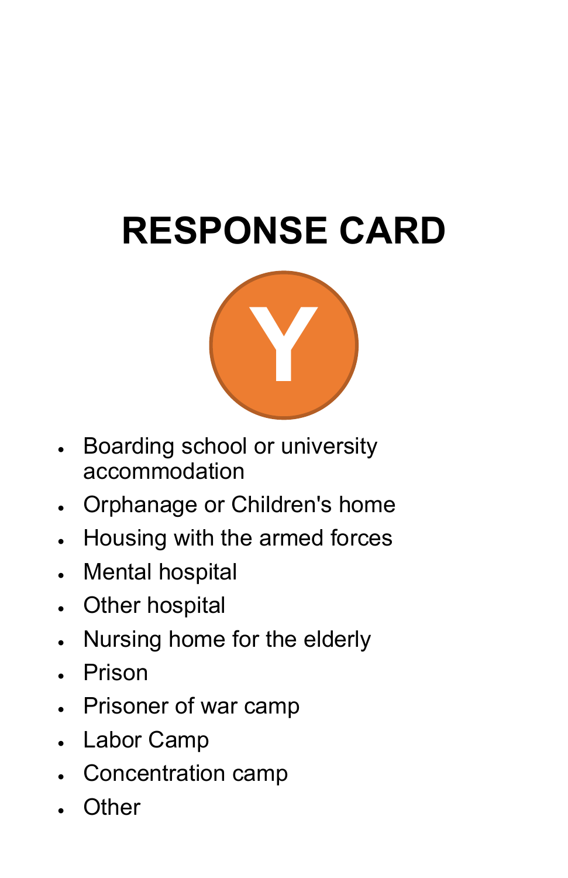# RESPONSE CARD

Y

- Boarding school or university accommodation
- Orphanage or Children's home
- Housing with the armed forces
- Mental hospital
- Other hospital
- Nursing home for the elderly
- Prison
- Prisoner of war camp
- Labor Camp
- Concentration camp
- Other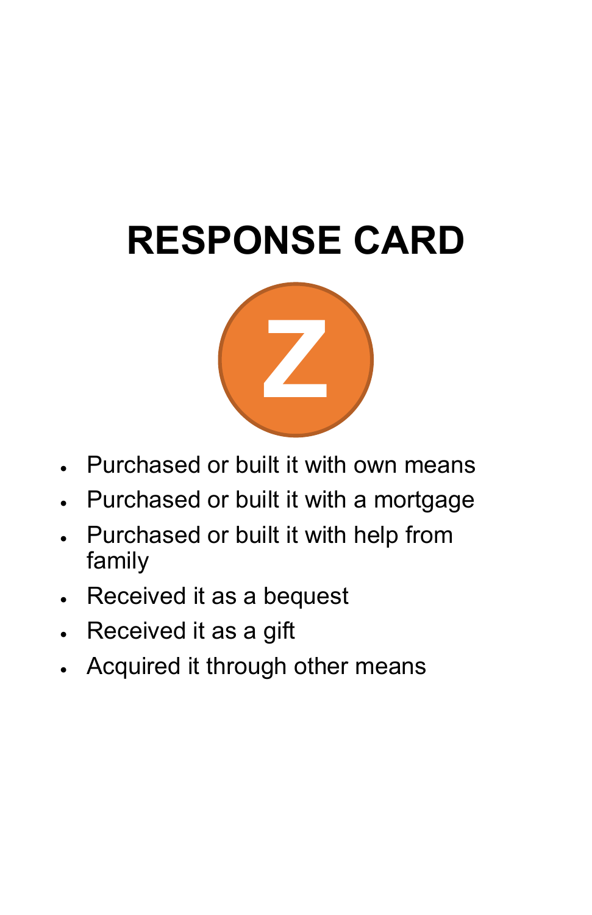# RESPONSE CARD

Z

- Purchased or built it with own means
- Purchased or built it with a mortgage
- Purchased or built it with help from family
- Received it as a bequest
- Received it as a gift
- Acquired it through other means